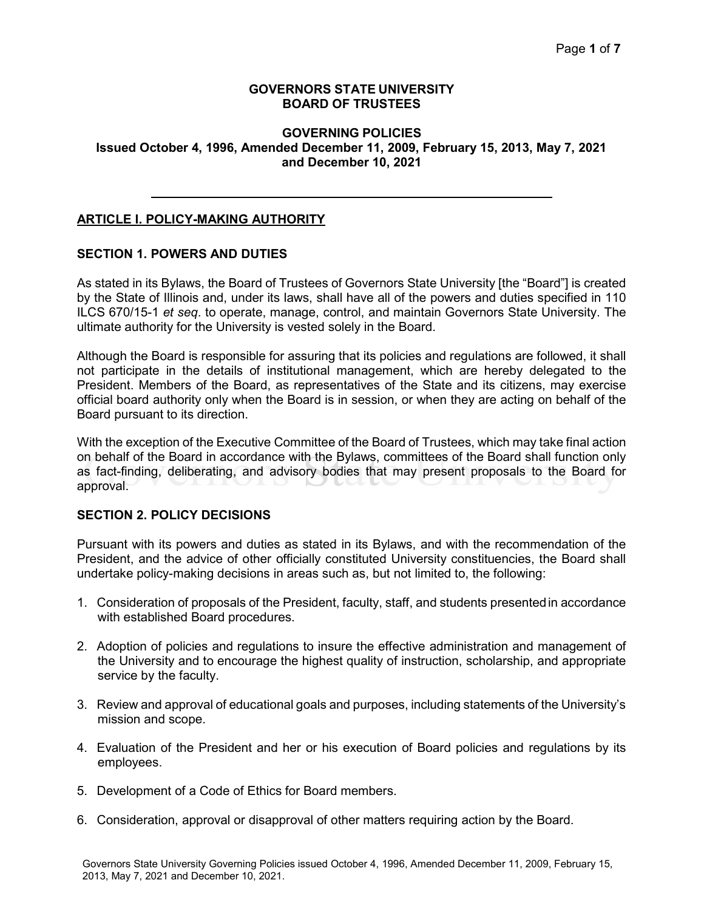# GOVERNORS STATE UNIVERSITY
# BOARD OF TRUSTEES

## GOVERNING POLICIES

**Issued October 4, 1996, Amended December 11, 2009, February 15, 2013, May 7, 2021 and December 10, 2021**

---

## ARTICLE I. POLICY-MAKING AUTHORITY

### SECTION 1. POWERS AND DUTIES

As stated in its Bylaws, the Board of Trustees of Governors State University [the "Board"] is created by the State of Illinois and, under its laws, shall have all of the powers and duties specified in 110 ILCS 670/15-1 *et seq*. to operate, manage, control, and maintain Governors State University. The ultimate authority for the University is vested solely in the Board.

Although the Board is responsible for assuring that its policies and regulations are followed, it shall not participate in the details of institutional management, which are hereby delegated to the President. Members of the Board, as representatives of the State and its citizens, may exercise official board authority only when the Board is in session, or when they are acting on behalf of the Board pursuant to its direction.

With the exception of the Executive Committee of the Board of Trustees, which may take final action on behalf of the Board in accordance with the Bylaws, committees of the Board shall function only as fact-finding, deliberating, and advisory bodies that may present proposals to the Board for approval.

### SECTION 2. POLICY DECISIONS

Pursuant with its powers and duties as stated in its Bylaws, and with the recommendation of the President, and the advice of other officially constituted University constituencies, the Board shall undertake policy-making decisions in areas such as, but not limited to, the following:

1. Consideration of proposals of the President, faculty, staff, and students presented in accordance with established Board procedures.
2. Adoption of policies and regulations to insure the effective administration and management of the University and to encourage the highest quality of instruction, scholarship, and appropriate service by the faculty.
3. Review and approval of educational goals and purposes, including statements of the University's mission and scope.
4. Evaluation of the President and her or his execution of Board policies and regulations by its employees.
5. Development of a Code of Ethics for Board members.
6. Consideration, approval or disapproval of other matters requiring action by the Board.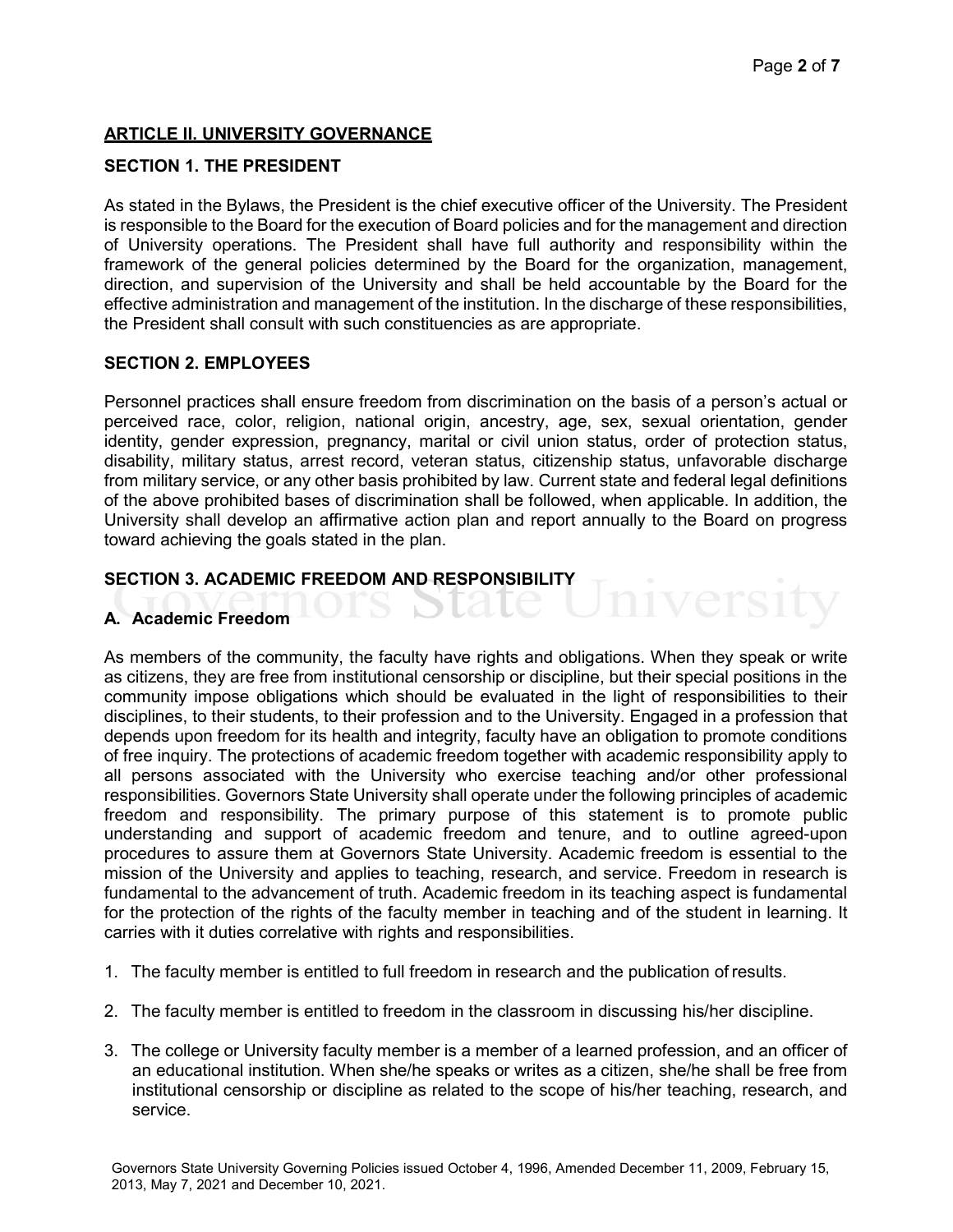## ARTICLE II. UNIVERSITY GOVERNANCE

### SECTION 1. THE PRESIDENT

As stated in the Bylaws, the President is the chief executive officer of the University. The President is responsible to the Board for the execution of Board policies and for the management and direction of University operations. The President shall have full authority and responsibility within the framework of the general policies determined by the Board for the organization, management, direction, and supervision of the University and shall be held accountable by the Board for the effective administration and management of the institution. In the discharge of these responsibilities, the President shall consult with such constituencies as are appropriate.

### SECTION 2. EMPLOYEES

Personnel practices shall ensure freedom from discrimination on the basis of a person's actual or perceived race, color, religion, national origin, ancestry, age, sex, sexual orientation, gender identity, gender expression, pregnancy, marital or civil union status, order of protection status, disability, military status, arrest record, veteran status, citizenship status, unfavorable discharge from military service, or any other basis prohibited by law. Current state and federal legal definitions of the above prohibited bases of discrimination shall be followed, when applicable. In addition, the University shall develop an affirmative action plan and report annually to the Board on progress toward achieving the goals stated in the plan.

### SECTION 3. ACADEMIC FREEDOM AND RESPONSIBILITY

#### A. Academic Freedom

As members of the community, the faculty have rights and obligations. When they speak or write as citizens, they are free from institutional censorship or discipline, but their special positions in the community impose obligations which should be evaluated in the light of responsibilities to their disciplines, to their students, to their profession and to the University. Engaged in a profession that depends upon freedom for its health and integrity, faculty have an obligation to promote conditions of free inquiry. The protections of academic freedom together with academic responsibility apply to all persons associated with the University who exercise teaching and/or other professional responsibilities. Governors State University shall operate under the following principles of academic freedom and responsibility. The primary purpose of this statement is to promote public understanding and support of academic freedom and tenure, and to outline agreed-upon procedures to assure them at Governors State University. Academic freedom is essential to the mission of the University and applies to teaching, research, and service. Freedom in research is fundamental to the advancement of truth. Academic freedom in its teaching aspect is fundamental for the protection of the rights of the faculty member in teaching and of the student in learning. It carries with it duties correlative with rights and responsibilities.

1. The faculty member is entitled to full freedom in research and the publication of results.
2. The faculty member is entitled to freedom in the classroom in discussing his/her discipline.
3. The college or University faculty member is a member of a learned profession, and an officer of an educational institution. When she/he speaks or writes as a citizen, she/he shall be free from institutional censorship or discipline as related to the scope of his/her teaching, research, and service.

Governors State University Governing Policies issued October 4, 1996, Amended December 11, 2009, February 15, 2013, May 7, 2021 and December 10, 2021.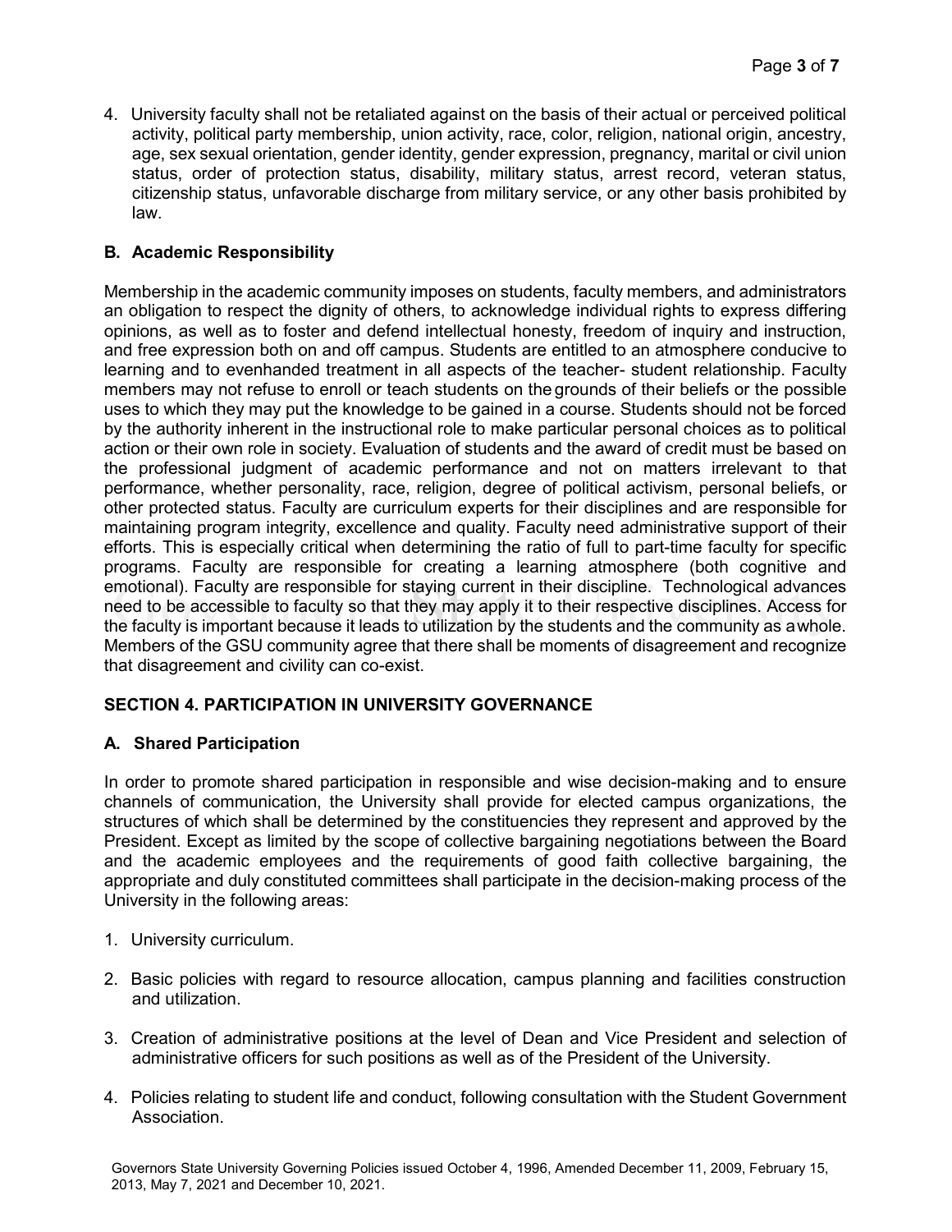4. University faculty shall not be retaliated against on the basis of their actual or perceived political activity, political party membership, union activity, race, color, religion, national origin, ancestry, age, sex sexual orientation, gender identity, gender expression, pregnancy, marital or civil union status, order of protection status, disability, military status, arrest record, veteran status, citizenship status, unfavorable discharge from military service, or any other basis prohibited by law.

### B. Academic Responsibility

Membership in the academic community imposes on students, faculty members, and administrators an obligation to respect the dignity of others, to acknowledge individual rights to express differing opinions, as well as to foster and defend intellectual honesty, freedom of inquiry and instruction, and free expression both on and off campus. Students are entitled to an atmosphere conducive to learning and to evenhanded treatment in all aspects of the teacher- student relationship. Faculty members may not refuse to enroll or teach students on the grounds of their beliefs or the possible uses to which they may put the knowledge to be gained in a course. Students should not be forced by the authority inherent in the instructional role to make particular personal choices as to political action or their own role in society. Evaluation of students and the award of credit must be based on the professional judgment of academic performance and not on matters irrelevant to that performance, whether personality, race, religion, degree of political activism, personal beliefs, or other protected status. Faculty are curriculum experts for their disciplines and are responsible for maintaining program integrity, excellence and quality. Faculty need administrative support of their efforts. This is especially critical when determining the ratio of full to part-time faculty for specific programs. Faculty are responsible for creating a learning atmosphere (both cognitive and emotional). Faculty are responsible for staying current in their discipline. Technological advances need to be accessible to faculty so that they may apply it to their respective disciplines. Access for the faculty is important because it leads to utilization by the students and the community as a whole. Members of the GSU community agree that there shall be moments of disagreement and recognize that disagreement and civility can co-exist.

## SECTION 4. PARTICIPATION IN UNIVERSITY GOVERNANCE

### A. Shared Participation

In order to promote shared participation in responsible and wise decision-making and to ensure channels of communication, the University shall provide for elected campus organizations, the structures of which shall be determined by the constituencies they represent and approved by the President. Except as limited by the scope of collective bargaining negotiations between the Board and the academic employees and the requirements of good faith collective bargaining, the appropriate and duly constituted committees shall participate in the decision-making process of the University in the following areas:

1. University curriculum.

2. Basic policies with regard to resource allocation, campus planning and facilities construction and utilization.

3. Creation of administrative positions at the level of Dean and Vice President and selection of administrative officers for such positions as well as of the President of the University.

4. Policies relating to student life and conduct, following consultation with the Student Government Association.

Governors State University Governing Policies issued October 4, 1996, Amended December 11, 2009, February 15, 2013, May 7, 2021 and December 10, 2021.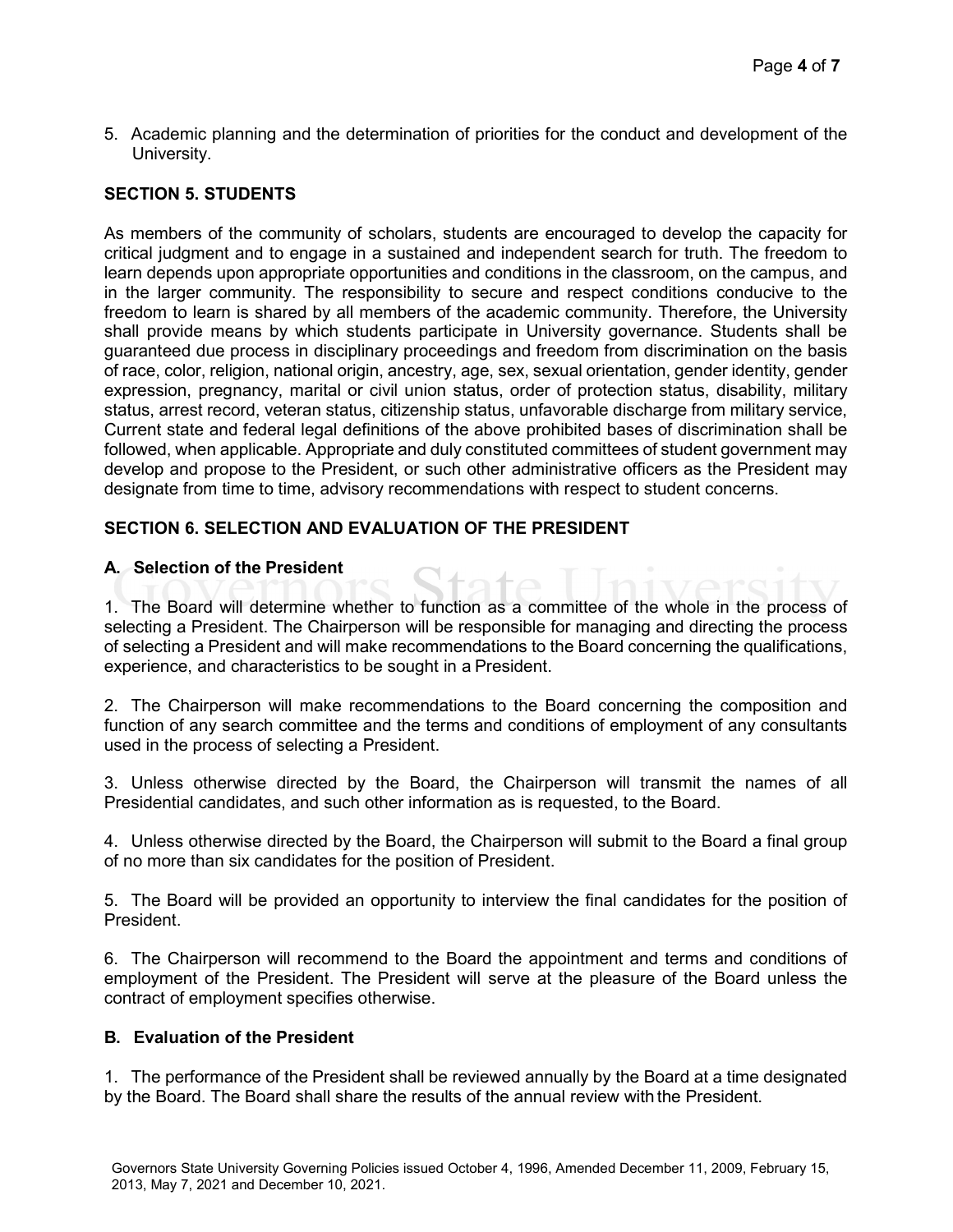5. Academic planning and the determination of priorities for the conduct and development of the University.

## SECTION 5. STUDENTS

As members of the community of scholars, students are encouraged to develop the capacity for critical judgment and to engage in a sustained and independent search for truth. The freedom to learn depends upon appropriate opportunities and conditions in the classroom, on the campus, and in the larger community. The responsibility to secure and respect conditions conducive to the freedom to learn is shared by all members of the academic community. Therefore, the University shall provide means by which students participate in University governance. Students shall be guaranteed due process in disciplinary proceedings and freedom from discrimination on the basis of race, color, religion, national origin, ancestry, age, sex, sexual orientation, gender identity, gender expression, pregnancy, marital or civil union status, order of protection status, disability, military status, arrest record, veteran status, citizenship status, unfavorable discharge from military service, Current state and federal legal definitions of the above prohibited bases of discrimination shall be followed, when applicable. Appropriate and duly constituted committees of student government may develop and propose to the President, or such other administrative officers as the President may designate from time to time, advisory recommendations with respect to student concerns.

## SECTION 6. SELECTION AND EVALUATION OF THE PRESIDENT

### A. Selection of the President

1. The Board will determine whether to function as a committee of the whole in the process of selecting a President. The Chairperson will be responsible for managing and directing the process of selecting a President and will make recommendations to the Board concerning the qualifications, experience, and characteristics to be sought in a President.

2. The Chairperson will make recommendations to the Board concerning the composition and function of any search committee and the terms and conditions of employment of any consultants used in the process of selecting a President.

3. Unless otherwise directed by the Board, the Chairperson will transmit the names of all Presidential candidates, and such other information as is requested, to the Board.

4. Unless otherwise directed by the Board, the Chairperson will submit to the Board a final group of no more than six candidates for the position of President.

5. The Board will be provided an opportunity to interview the final candidates for the position of President.

6. The Chairperson will recommend to the Board the appointment and terms and conditions of employment of the President. The President will serve at the pleasure of the Board unless the contract of employment specifies otherwise.

### B. Evaluation of the President

1. The performance of the President shall be reviewed annually by the Board at a time designated by the Board. The Board shall share the results of the annual review with the President.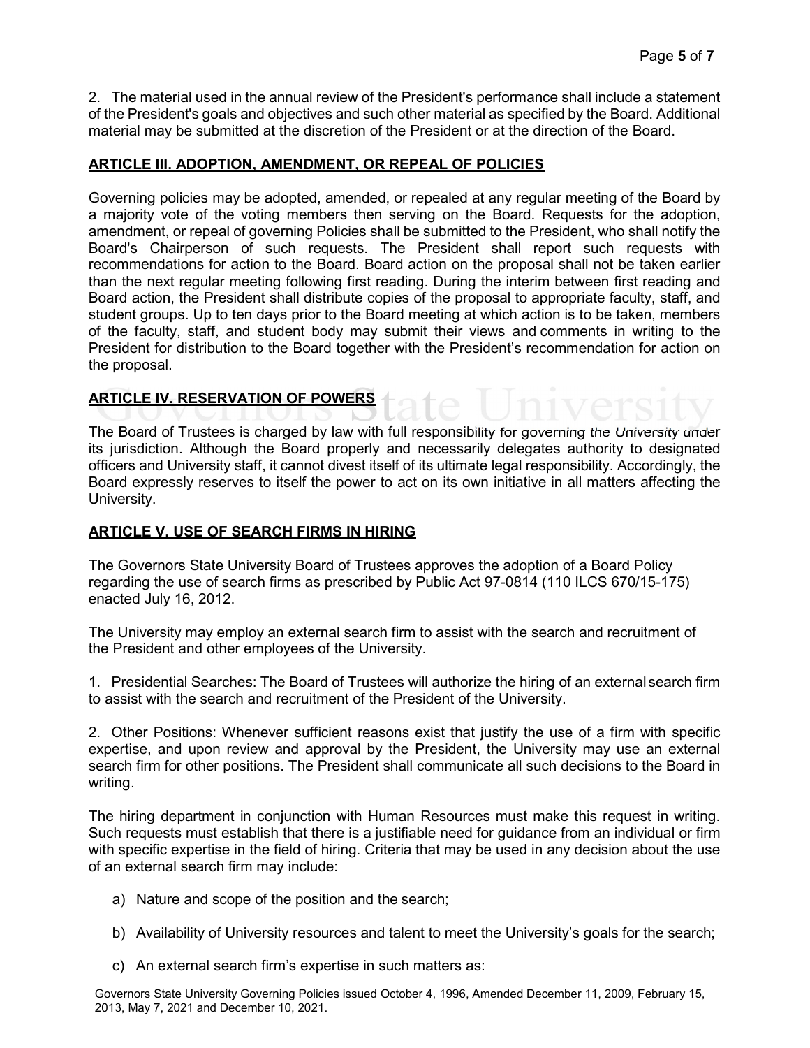2. The material used in the annual review of the President's performance shall include a statement of the President's goals and objectives and such other material as specified by the Board. Additional material may be submitted at the discretion of the President or at the direction of the Board.

## ARTICLE III. ADOPTION, AMENDMENT, OR REPEAL OF POLICIES

Governing policies may be adopted, amended, or repealed at any regular meeting of the Board by a majority vote of the voting members then serving on the Board. Requests for the adoption, amendment, or repeal of governing Policies shall be submitted to the President, who shall notify the Board's Chairperson of such requests. The President shall report such requests with recommendations for action to the Board. Board action on the proposal shall not be taken earlier than the next regular meeting following first reading. During the interim between first reading and Board action, the President shall distribute copies of the proposal to appropriate faculty, staff, and student groups. Up to ten days prior to the Board meeting at which action is to be taken, members of the faculty, staff, and student body may submit their views and comments in writing to the President for distribution to the Board together with the President's recommendation for action on the proposal.

## ARTICLE IV. RESERVATION OF POWERS

The Board of Trustees is charged by law with full responsibility for governing the University under its jurisdiction. Although the Board properly and necessarily delegates authority to designated officers and University staff, it cannot divest itself of its ultimate legal responsibility. Accordingly, the Board expressly reserves to itself the power to act on its own initiative in all matters affecting the University.

## ARTICLE V. USE OF SEARCH FIRMS IN HIRING

The Governors State University Board of Trustees approves the adoption of a Board Policy regarding the use of search firms as prescribed by Public Act 97-0814 (110 ILCS 670/15-175) enacted July 16, 2012.

The University may employ an external search firm to assist with the search and recruitment of the President and other employees of the University.

1. Presidential Searches: The Board of Trustees will authorize the hiring of an external search firm to assist with the search and recruitment of the President of the University.

2. Other Positions: Whenever sufficient reasons exist that justify the use of a firm with specific expertise, and upon review and approval by the President, the University may use an external search firm for other positions. The President shall communicate all such decisions to the Board in writing.

The hiring department in conjunction with Human Resources must make this request in writing. Such requests must establish that there is a justifiable need for guidance from an individual or firm with specific expertise in the field of hiring. Criteria that may be used in any decision about the use of an external search firm may include:

a) Nature and scope of the position and the search;

b) Availability of University resources and talent to meet the University's goals for the search;

c) An external search firm's expertise in such matters as:

Governors State University Governing Policies issued October 4, 1996, Amended December 11, 2009, February 15, 2013, May 7, 2021 and December 10, 2021.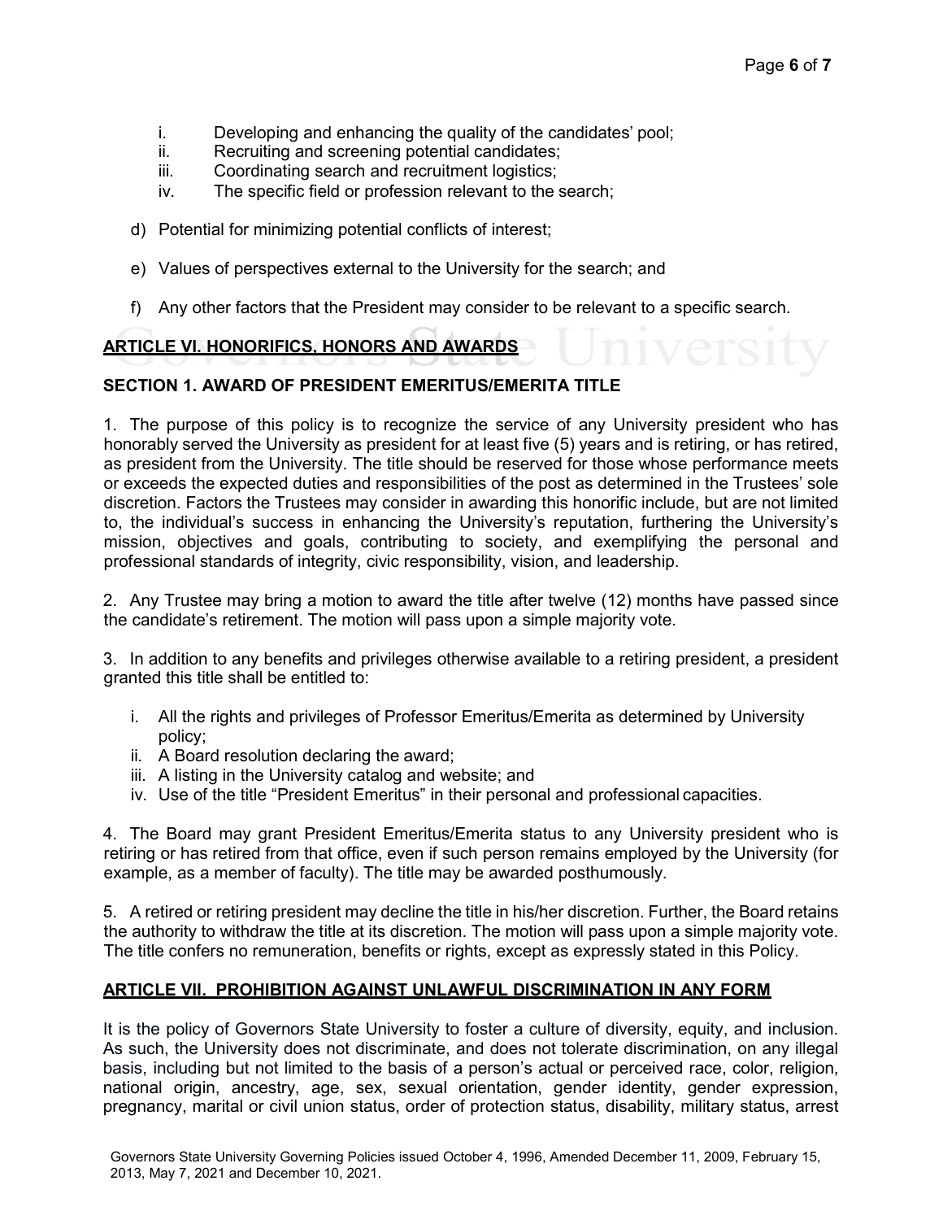i. Developing and enhancing the quality of the candidates' pool;
ii. Recruiting and screening potential candidates;
iii. Coordinating search and recruitment logistics;
iv. The specific field or profession relevant to the search;

d) Potential for minimizing potential conflicts of interest;

e) Values of perspectives external to the University for the search; and

f) Any other factors that the President may consider to be relevant to a specific search.

## ARTICLE VI. HONORIFICS, HONORS AND AWARDS

### SECTION 1. AWARD OF PRESIDENT EMERITUS/EMERITA TITLE

1. The purpose of this policy is to recognize the service of any University president who has honorably served the University as president for at least five (5) years and is retiring, or has retired, as president from the University. The title should be reserved for those whose performance meets or exceeds the expected duties and responsibilities of the post as determined in the Trustees' sole discretion. Factors the Trustees may consider in awarding this honorific include, but are not limited to, the individual's success in enhancing the University's reputation, furthering the University's mission, objectives and goals, contributing to society, and exemplifying the personal and professional standards of integrity, civic responsibility, vision, and leadership.

2. Any Trustee may bring a motion to award the title after twelve (12) months have passed since the candidate's retirement. The motion will pass upon a simple majority vote.

3. In addition to any benefits and privileges otherwise available to a retiring president, a president granted this title shall be entitled to:

   i. All the rights and privileges of Professor Emeritus/Emerita as determined by University policy;
   ii. A Board resolution declaring the award;
   iii. A listing in the University catalog and website; and
   iv. Use of the title "President Emeritus" in their personal and professional capacities.

4. The Board may grant President Emeritus/Emerita status to any University president who is retiring or has retired from that office, even if such person remains employed by the University (for example, as a member of faculty). The title may be awarded posthumously.

5. A retired or retiring president may decline the title in his/her discretion. Further, the Board retains the authority to withdraw the title at its discretion. The motion will pass upon a simple majority vote. The title confers no remuneration, benefits or rights, except as expressly stated in this Policy.

## ARTICLE VII. PROHIBITION AGAINST UNLAWFUL DISCRIMINATION IN ANY FORM

It is the policy of Governors State University to foster a culture of diversity, equity, and inclusion. As such, the University does not discriminate, and does not tolerate discrimination, on any illegal basis, including but not limited to the basis of a person's actual or perceived race, color, religion, national origin, ancestry, age, sex, sexual orientation, gender identity, gender expression, pregnancy, marital or civil union status, order of protection status, disability, military status, arrest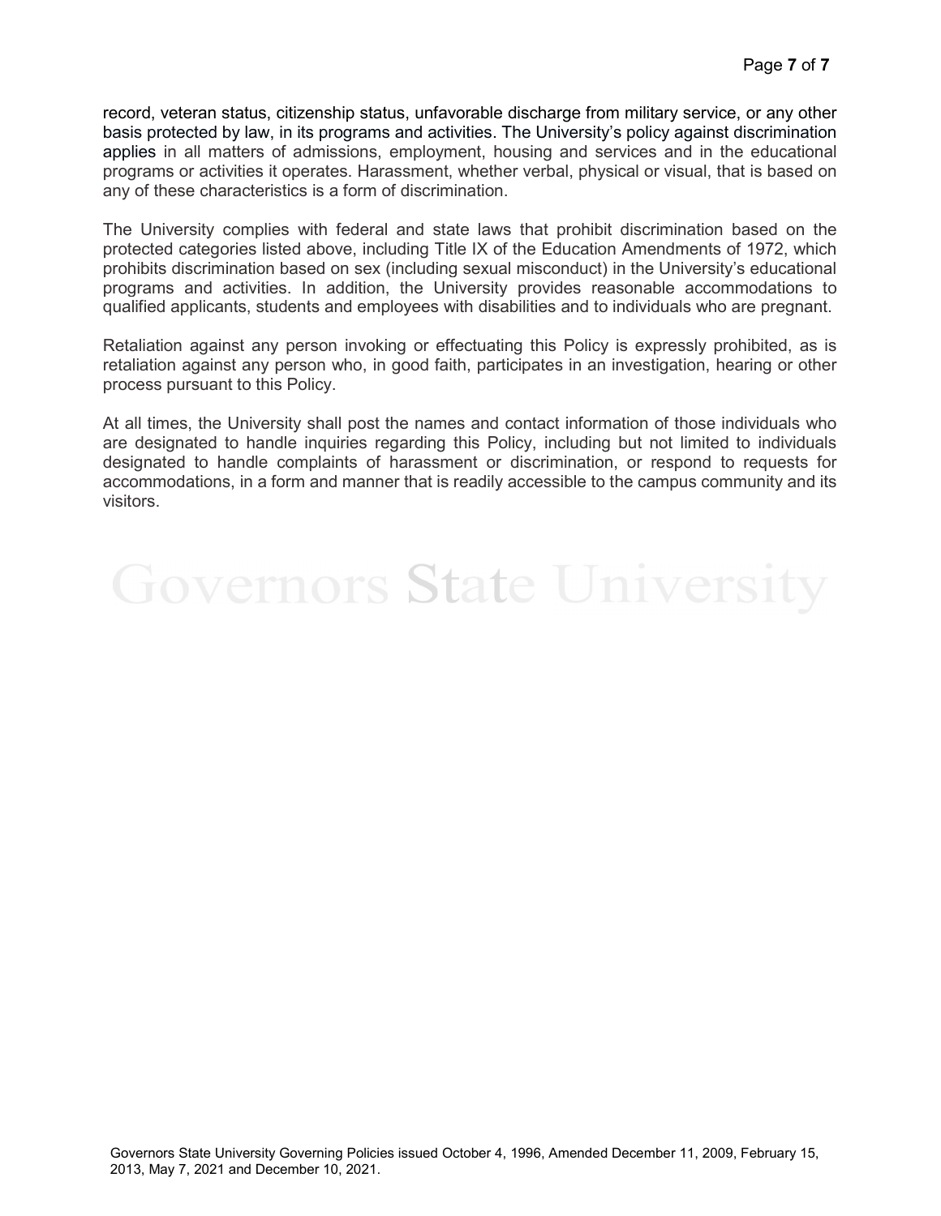record, veteran status, citizenship status, unfavorable discharge from military service, or any other basis protected by law, in its programs and activities. The University's policy against discrimination applies in all matters of admissions, employment, housing and services and in the educational programs or activities it operates. Harassment, whether verbal, physical or visual, that is based on any of these characteristics is a form of discrimination.

The University complies with federal and state laws that prohibit discrimination based on the protected categories listed above, including Title IX of the Education Amendments of 1972, which prohibits discrimination based on sex (including sexual misconduct) in the University's educational programs and activities. In addition, the University provides reasonable accommodations to qualified applicants, students and employees with disabilities and to individuals who are pregnant.

Retaliation against any person invoking or effectuating this Policy is expressly prohibited, as is retaliation against any person who, in good faith, participates in an investigation, hearing or other process pursuant to this Policy.

At all times, the University shall post the names and contact information of those individuals who are designated to handle inquiries regarding this Policy, including but not limited to individuals designated to handle complaints of harassment or discrimination, or respond to requests for accommodations, in a form and manner that is readily accessible to the campus community and its visitors.

Governors State University Governing Policies issued October 4, 1996, Amended December 11, 2009, February 15, 2013, May 7, 2021 and December 10, 2021.